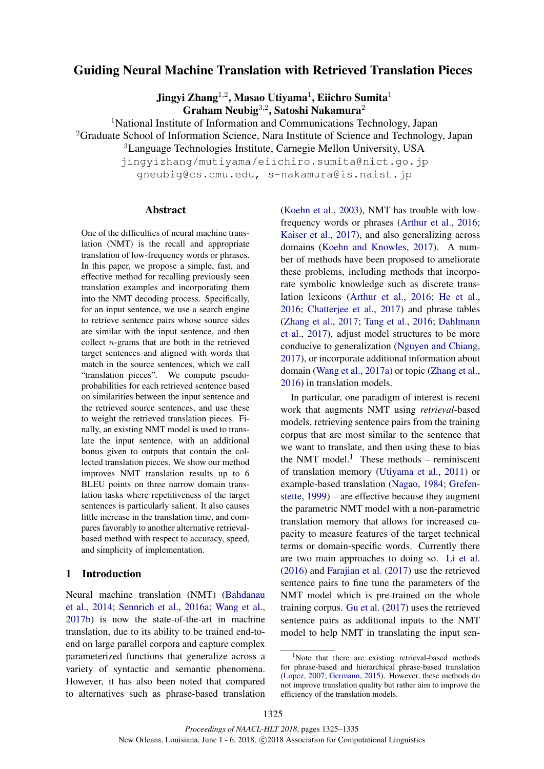# Guiding Neural Machine Translation with Retrieved Translation Pieces

**Jingyi Zhang**[1,2], **Masao Utiyama**[1], **Eiichro Sumita**[1]
**Graham Neubig**[3,2], **Satoshi Nakamura**[2]

[1]National Institute of Information and Communications Technology, Japan
[2]Graduate School of Information Science, Nara Institute of Science and Technology, Japan
[3]Language Technologies Institute, Carnegie Mellon University, USA

jingyizhang/mutiyama/eiichiro.sumita@nict.go.jp
gneubig@cs.cmu.edu, s-nakamura@is.naist.jp

## Abstract

One of the difficulties of neural machine translation (NMT) is the recall and appropriate translation of low-frequency words or phrases. In this paper, we propose a simple, fast, and effective method for recalling previously seen translation examples and incorporating them into the NMT decoding process. Specifically, for an input sentence, we use a search engine to retrieve sentence pairs whose source sides are similar with the input sentence, and then collect $n$-grams that are both in the retrieved target sentences and aligned with words that match in the source sentences, which we call "translation pieces". We compute pseudo-probabilities for each retrieved sentence based on similarities between the input sentence and the retrieved source sentences, and use these to weight the retrieved translation pieces. Finally, an existing NMT model is used to translate the input sentence, with an additional bonus given to outputs that contain the collected translation pieces. We show our method improves NMT translation results up to 6 BLEU points on three narrow domain translation tasks where repetitiveness of the target sentences is particularly salient. It also causes little increase in the translation time, and compares favorably to another alternative retrieval-based method with respect to accuracy, speed, and simplicity of implementation.

## 1 Introduction

Neural machine translation (NMT) (Bahdanau et al., 2014; Sennrich et al., 2016a; Wang et al., 2017b) is now the state-of-the-art in machine translation, due to its ability to be trained end-to-end on large parallel corpora and capture complex parameterized functions that generalize across a variety of syntactic and semantic phenomena. However, it has also been noted that compared to alternatives such as phrase-based translation (Koehn et al., 2003), NMT has trouble with low-frequency words or phrases (Arthur et al., 2016; Kaiser et al., 2017), and also generalizing across domains (Koehn and Knowles, 2017). A number of methods have been proposed to ameliorate these problems, including methods that incorporate symbolic knowledge such as discrete translation lexicons (Arthur et al., 2016; He et al., 2016; Chatterjee et al., 2017) and phrase tables (Zhang et al., 2017; Tang et al., 2016; Dahlmann et al., 2017), adjust model structures to be more conducive to generalization (Nguyen and Chiang, 2017), or incorporate additional information about domain (Wang et al., 2017a) or topic (Zhang et al., 2016) in translation models.

In particular, one paradigm of interest is recent work that augments NMT using *retrieval*-based models, retrieving sentence pairs from the training corpus that are most similar to the sentence that we want to translate, and then using these to bias the NMT model.[1] These methods – reminiscent of translation memory (Utiyama et al., 2011) or example-based translation (Nagao, 1984; Grefenstette, 1999) – are effective because they augment the parametric NMT model with a non-parametric translation memory that allows for increased capacity to measure features of the target technical terms or domain-specific words. Currently there are two main approaches to doing so. Li et al. (2016) and Farajian et al. (2017) use the retrieved sentence pairs to fine tune the parameters of the NMT model which is pre-trained on the whole training corpus. Gu et al. (2017) uses the retrieved sentence pairs as additional inputs to the NMT model to help NMT in translating the input sen-

[1]Note that there are existing retrieval-based methods for phrase-based and hierarchical phrase-based translation (Lopez, 2007; Germann, 2015). However, these methods do not improve translation quality but rather aim to improve the efficiency of the translation models.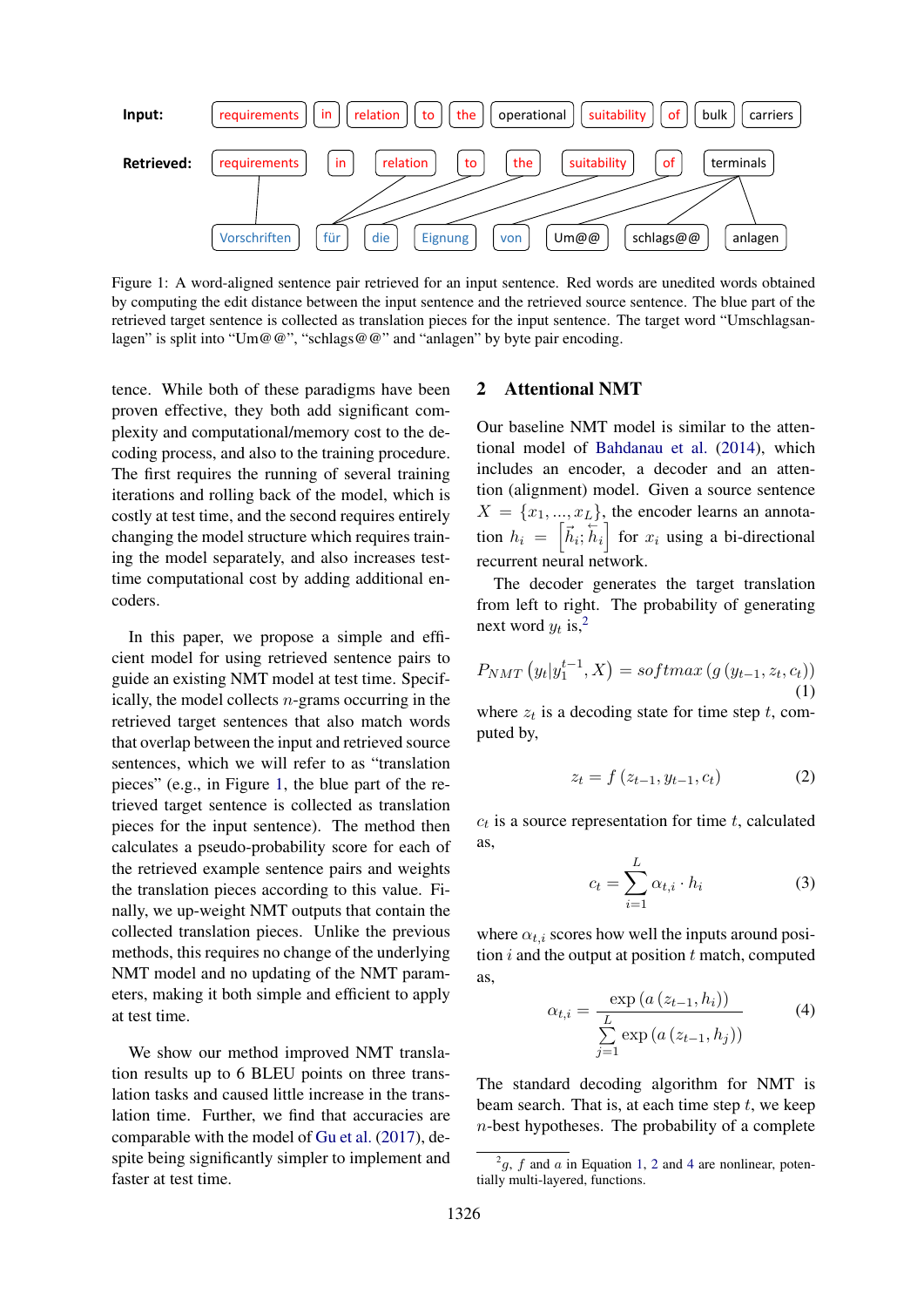Input: requirements in relation to the operational suitability of bulk carriers

Retrieved: requirements in relation to the suitability of terminals

Vorschriften für die Eignung von Um@@ schlags@@ anlagen

Figure 1: A word-aligned sentence pair retrieved for an input sentence. Red words are unedited words obtained by computing the edit distance between the input sentence and the retrieved source sentence. The blue part of the retrieved target sentence is collected as translation pieces for the input sentence. The target word "Umschlagsanlagen" is split into "Um@@", "schlags@@" and "anlagen" by byte pair encoding.

tence. While both of these paradigms have been proven effective, they both add significant complexity and computational/memory cost to the decoding process, and also to the training procedure. The first requires the running of several training iterations and rolling back of the model, which is costly at test time, and the second requires entirely changing the model structure which requires training the model separately, and also increases test-time computational cost by adding additional encoders.

In this paper, we propose a simple and efficient model for using retrieved sentence pairs to guide an existing NMT model at test time. Specifically, the model collects $n$-grams occurring in the retrieved target sentences that also match words that overlap between the input and retrieved source sentences, which we will refer to as "translation pieces" (e.g., in Figure 1, the blue part of the retrieved target sentence is collected as translation pieces for the input sentence). The method then calculates a pseudo-probability score for each of the retrieved example sentence pairs and weights the translation pieces according to this value. Finally, we up-weight NMT outputs that contain the collected translation pieces. Unlike the previous methods, this requires no change of the underlying NMT model and no updating of the NMT parameters, making it both simple and efficient to apply at test time.

We show our method improved NMT translation results up to 6 BLEU points on three translation tasks and caused little increase in the translation time. Further, we find that accuracies are comparable with the model of Gu et al. (2017), despite being significantly simpler to implement and faster at test time.

## 2 Attentional NMT

Our baseline NMT model is similar to the attentional model of Bahdanau et al. (2014), which includes an encoder, a decoder and an attention (alignment) model. Given a source sentence $X = \{x_1, ..., x_L\}$, the encoder learns an annotation $h_i = \left[\vec{h}_i; \overleftarrow{h}_i\right]$ for $x_i$ using a bi-directional recurrent neural network.

The decoder generates the target translation from left to right. The probability of generating next word $y_t$ is,[2]

$$P_{NMT}\left(y_t | y_1^{t-1}, X\right) = softmax\left(g\left(y_{t-1}, z_t, c_t\right)\right) \quad (1)$$

where $z_t$ is a decoding state for time step $t$, computed by,

$$z_t = f\left(z_{t-1}, y_{t-1}, c_t\right) \quad (2)$$

$c_t$ is a source representation for time $t$, calculated as,

$$c_t = \sum_{i=1}^{L} \alpha_{t,i} \cdot h_i \quad (3)$$

where $\alpha_{t,i}$ scores how well the inputs around position $i$ and the output at position $t$ match, computed as,

$$\alpha_{t,i} = \frac{\exp\left(a\left(z_{t-1}, h_i\right)\right)}{\sum_{j=1}^{L} \exp\left(a\left(z_{t-1}, h_j\right)\right)} \quad (4)$$

The standard decoding algorithm for NMT is beam search. That is, at each time step $t$, we keep $n$-best hypotheses. The probability of a complete

[2] $g$, $f$ and $a$ in Equation 1, 2 and 4 are nonlinear, potentially multi-layered, functions.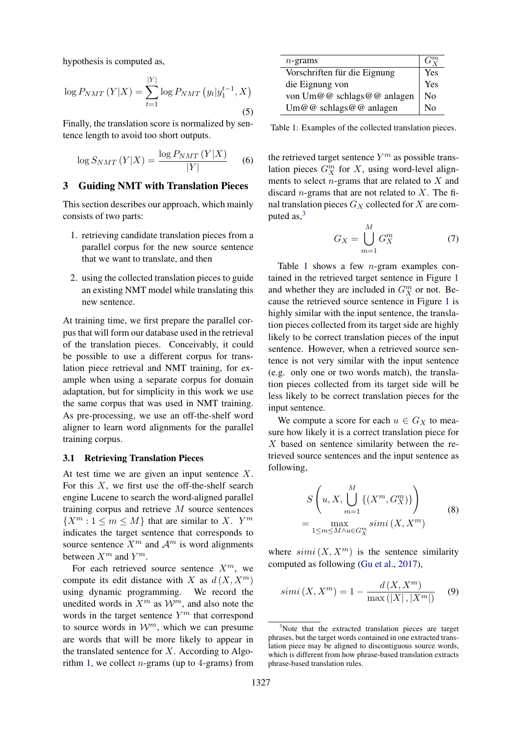hypothesis is computed as,

$$\log P_{NMT}(Y|X) = \sum_{t=1}^{|Y|} \log P_{NMT}\left(y_t | y_1^{t-1}, X\right) \tag{5}$$

Finally, the translation score is normalized by sentence length to avoid too short outputs.

$$\log S_{NMT}(Y|X) = \frac{\log P_{NMT}(Y|X)}{|Y|} \tag{6}$$

## 3 Guiding NMT with Translation Pieces

This section describes our approach, which mainly consists of two parts:

1. retrieving candidate translation pieces from a parallel corpus for the new source sentence that we want to translate, and then
2. using the collected translation pieces to guide an existing NMT model while translating this new sentence.

At training time, we first prepare the parallel corpus that will form our database used in the retrieval of the translation pieces. Conceivably, it could be possible to use a different corpus for translation piece retrieval and NMT training, for example when using a separate corpus for domain adaptation, but for simplicity in this work we use the same corpus that was used in NMT training. As pre-processing, we use an off-the-shelf word aligner to learn word alignments for the parallel training corpus.

### 3.1 Retrieving Translation Pieces

At test time we are given an input sentence $X$. For this $X$, we first use the off-the-shelf search engine Lucene to search the word-aligned parallel training corpus and retrieve $M$ source sentences $\{X^m : 1 \leq m \leq M\}$ that are similar to $X$. $Y^m$ indicates the target sentence that corresponds to source sentence $X^m$ and $\mathcal{A}^m$ is word alignments between $X^m$ and $Y^m$.

For each retrieved source sentence $X^m$, we compute its edit distance with $X$ as $d(X, X^m)$ using dynamic programming. We record the unedited words in $X^m$ as $\mathcal{W}^m$, and also note the words in the target sentence $Y^m$ that correspond to source words in $\mathcal{W}^m$, which we can presume are words that will be more likely to appear in the translated sentence for $X$. According to Algorithm 1, we collect $n$-grams (up to 4-grams) from the retrieved target sentence $Y^m$ as possible translation pieces $G_X^m$ for $X$, using word-level alignments to select $n$-grams that are related to $X$ and discard $n$-grams that are not related to $X$. The final translation pieces $G_X$ collected for $X$ are computed as,[3]

$$G_X = \bigcup_{m=1}^{M} G_X^m \tag{7}$$

| $n$-grams | $G_X^m$ |
|---|---|
| Vorschriften für die Eignung | Yes |
| die Eignung von | Yes |
| von Um@@ schlags@@ anlagen | No |
| Um@@ schlags@@ anlagen | No |

Table 1: Examples of the collected translation pieces.

Table 1 shows a few $n$-gram examples contained in the retrieved target sentence in Figure 1 and whether they are included in $G_X^m$ or not. Because the retrieved source sentence in Figure 1 is highly similar with the input sentence, the translation pieces collected from its target side are highly likely to be correct translation pieces of the input sentence. However, when a retrieved source sentence is not very similar with the input sentence (e.g. only one or two words match), the translation pieces collected from its target side will be less likely to be correct translation pieces for the input sentence.

We compute a score for each $u \in G_X$ to measure how likely it is a correct translation piece for $X$ based on sentence similarity between the retrieved source sentences and the input sentence as following,

$$S\left(u, X, \bigcup_{m=1}^{M}\{(X^m, G_X^m)\}\right) = \max_{1 \leq m \leq M \wedge u \in G_X^m} simi\left(X, X^m\right) \tag{8}$$

where $simi(X, X^m)$ is the sentence similarity computed as following (Gu et al., 2017),

$$simi\left(X, X^m\right) = 1 - \frac{d\left(X, X^m\right)}{\max\left(|X|, |X^m|\right)} \tag{9}$$

[3] Note that the extracted translation pieces are target phrases, but the target words contained in one extracted translation piece may be aligned to discontiguous source words, which is different from how phrase-based translation extracts phrase-based translation rules.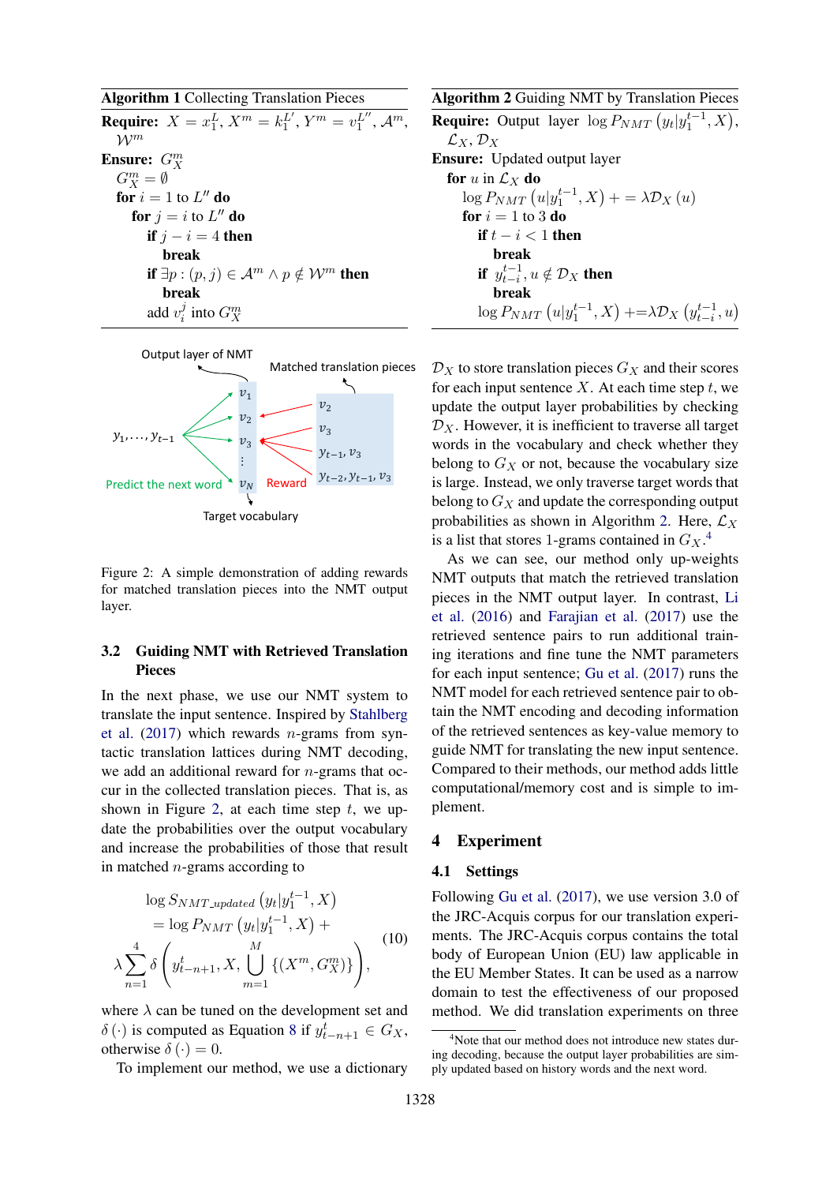**Algorithm 1** Collecting Translation Pieces

**Require:** $X = x_1^L, X^m = k_1^{L'}, Y^m = v_1^{L''}, \mathcal{A}^m, \mathcal{W}^m$

**Ensure:** $G_X^m$

```
G_X^m = ∅
for i = 1 to L'' do
    for j = i to L'' do
        if j − i = 4 then
            break
        if ∃p : (p, j) ∈ A^m ∧ p ∉ W^m then
            break
        add v_i^j into G_X^m
```

**Algorithm 2** Guiding NMT by Translation Pieces

**Require:** Output layer $\log P_{NMT}\left(y_t|y_1^{t-1}, X\right)$, $\mathcal{L}_X, \mathcal{D}_X$

**Ensure:** Updated output layer

```
for u in L_X do
    log P_NMT(u|y_1^{t-1}, X) += λD_X(u)
    for i = 1 to 3 do
        if t − i < 1 then
            break
        if y_{t-i}^{t-1}, u ∉ D_X then
            break
        log P_NMT(u|y_1^{t-1}, X) += λD_X(y_{t-i}^{t-1}, u)
```

Figure 2: A simple demonstration of adding rewards for matched translation pieces into the NMT output layer.

### 3.2 Guiding NMT with Retrieved Translation Pieces

In the next phase, we use our NMT system to translate the input sentence. Inspired by Stahlberg et al. (2017) which rewards $n$-grams from syntactic translation lattices during NMT decoding, we add an additional reward for $n$-grams that occur in the collected translation pieces. That is, as shown in Figure 2, at each time step $t$, we update the probabilities over the output vocabulary and increase the probabilities of those that result in matched $n$-grams according to

$$\log S_{NMT\_updated}\left(y_t|y_1^{t-1}, X\right) = \log P_{NMT}\left(y_t|y_1^{t-1}, X\right) + \lambda \sum_{n=1}^{4} \delta\left(y_{t-n+1}^{t}, X, \bigcup_{m=1}^{M} \{(X^m, G_X^m)\}\right), \tag{10}$$

where $\lambda$ can be tuned on the development set and $\delta(\cdot)$ is computed as Equation 8 if $y_{t-n+1}^{t} \in G_X$, otherwise $\delta(\cdot) = 0$.

To implement our method, we use a dictionary $\mathcal{D}_X$ to store translation pieces $G_X$ and their scores for each input sentence $X$. At each time step $t$, we update the output layer probabilities by checking $\mathcal{D}_X$. However, it is inefficient to traverse all target words in the vocabulary and check whether they belong to $G_X$ or not, because the vocabulary size is large. Instead, we only traverse target words that belong to $G_X$ and update the corresponding output probabilities as shown in Algorithm 2. Here, $\mathcal{L}_X$ is a list that stores 1-grams contained in $G_X$.[4]

As we can see, our method only up-weights NMT outputs that match the retrieved translation pieces in the NMT output layer. In contrast, Li et al. (2016) and Farajian et al. (2017) use the retrieved sentence pairs to run additional training iterations and fine tune the NMT parameters for each input sentence; Gu et al. (2017) runs the NMT model for each retrieved sentence pair to obtain the NMT encoding and decoding information of the retrieved sentences as key-value memory to guide NMT for translating the new input sentence. Compared to their methods, our method adds little computational/memory cost and is simple to implement.

## 4 Experiment

### 4.1 Settings

Following Gu et al. (2017), we use version 3.0 of the JRC-Acquis corpus for our translation experiments. The JRC-Acquis corpus contains the total body of European Union (EU) law applicable in the EU Member States. It can be used as a narrow domain to test the effectiveness of our proposed method. We did translation experiments on three

[4] Note that our method does not introduce new states during decoding, because the output layer probabilities are simply updated based on history words and the next word.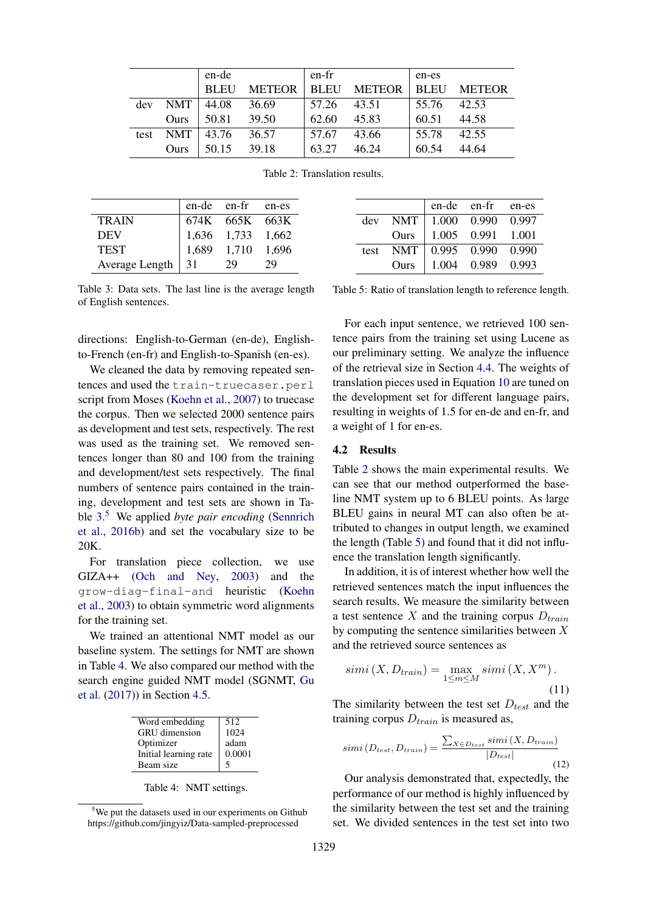|  |  | en-de |  | en-fr |  | en-es |  |
|---|---|---|---|---|---|---|---|
|  |  | BLEU | METEOR | BLEU | METEOR | BLEU | METEOR |
| dev | NMT | 44.08 | 36.69 | 57.26 | 43.51 | 55.76 | 42.53 |
|  | Ours | 50.81 | 39.50 | 62.60 | 45.83 | 60.51 | 44.58 |
| test | NMT | 43.76 | 36.57 | 57.67 | 43.66 | 55.78 | 42.55 |
|  | Ours | 50.15 | 39.18 | 63.27 | 46.24 | 60.54 | 44.64 |

Table 2: Translation results.

|  | en-de | en-fr | en-es |
|---|---|---|---|
| TRAIN | 674K | 665K | 663K |
| DEV | 1,636 | 1,733 | 1,662 |
| TEST | 1,689 | 1,710 | 1,696 |
| Average Length | 31 | 29 | 29 |

Table 3: Data sets. The last line is the average length of English sentences.

|  |  | en-de | en-fr | en-es |
|---|---|---|---|---|
| dev | NMT | 1.000 | 0.990 | 0.997 |
|  | Ours | 1.005 | 0.991 | 1.001 |
| test | NMT | 0.995 | 0.990 | 0.990 |
|  | Ours | 1.004 | 0.989 | 0.993 |

Table 5: Ratio of translation length to reference length.

directions: English-to-German (en-de), English-to-French (en-fr) and English-to-Spanish (en-es).

We cleaned the data by removing repeated sentences and used the `train-truecaser.perl` script from Moses (Koehn et al., 2007) to truecase the corpus. Then we selected 2000 sentence pairs as development and test sets, respectively. The rest was used as the training set. We removed sentences longer than 80 and 100 from the training and development/test sets respectively. The final numbers of sentence pairs contained in the training, development and test sets are shown in Table 3.[5] We applied *byte pair encoding* (Sennrich et al., 2016b) and set the vocabulary size to be 20K.

For translation piece collection, we use GIZA++ (Och and Ney, 2003) and the `grow-diag-final-and` heuristic (Koehn et al., 2003) to obtain symmetric word alignments for the training set.

We trained an attentional NMT model as our baseline system. The settings for NMT are shown in Table 4. We also compared our method with the search engine guided NMT model (SGNMT, Gu et al. (2017)) in Section 4.5.

|  |  |
|---|---|
| Word embedding | 512 |
| GRU dimension | 1024 |
| Optimizer | adam |
| Initial learning rate | 0.0001 |
| Beam size | 5 |

Table 4: NMT settings.

[5]We put the datasets used in our experiments on Github https://github.com/jingyiz/Data-sampled-preprocessed

For each input sentence, we retrieved 100 sentence pairs from the training set using Lucene as our preliminary setting. We analyze the influence of the retrieval size in Section 4.4. The weights of translation pieces used in Equation 10 are tuned on the development set for different language pairs, resulting in weights of 1.5 for en-de and en-fr, and a weight of 1 for en-es.

## 4.2 Results

Table 2 shows the main experimental results. We can see that our method outperformed the baseline NMT system up to 6 BLEU points. As large BLEU gains in neural MT can also often be attributed to changes in output length, we examined the length (Table 5) and found that it did not influence the translation length significantly.

In addition, it is of interest whether how well the retrieved sentences match the input influences the search results. We measure the similarity between a test sentence $X$ and the training corpus $D_{train}$ by computing the sentence similarities between $X$ and the retrieved source sentences as

$$simi\left(X, D_{train}\right) = \max_{1 \leq m \leq M} simi\left(X, X^m\right). \tag{11}$$

The similarity between the test set $D_{test}$ and the training corpus $D_{train}$ is measured as,

$$simi\left(D_{test}, D_{train}\right) = \frac{\sum_{X \in D_{test}} simi\left(X, D_{train}\right)}{|D_{test}|} \tag{12}$$

Our analysis demonstrated that, expectedly, the performance of our method is highly influenced by the similarity between the test set and the training set. We divided sentences in the test set into two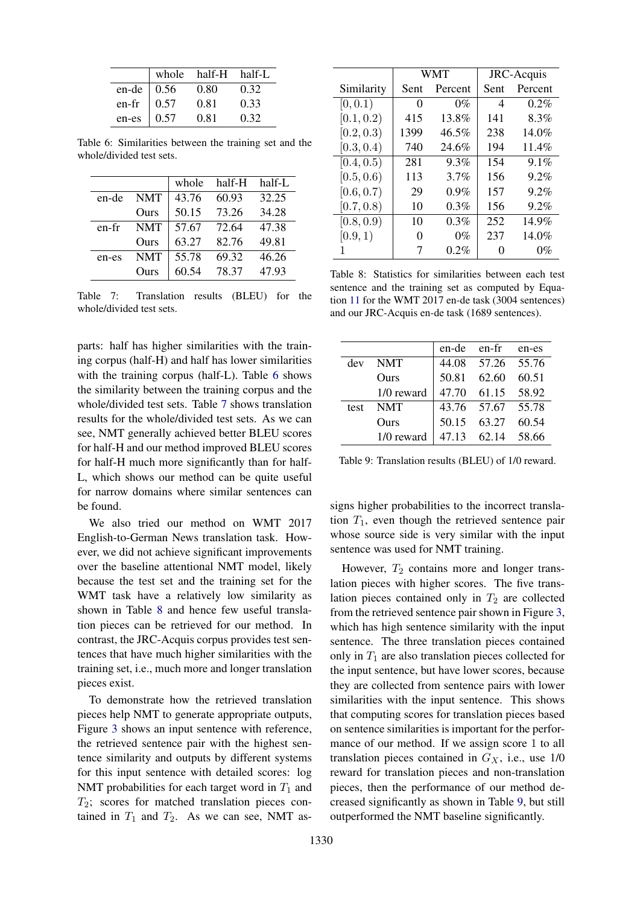|  | whole | half-H | half-L |
|---|---|---|---|
| en-de | 0.56 | 0.80 | 0.32 |
| en-fr | 0.57 | 0.81 | 0.33 |
| en-es | 0.57 | 0.81 | 0.32 |

Table 6: Similarities between the training set and the whole/divided test sets.

|  |  | whole | half-H | half-L |
|---|---|---|---|---|
| en-de | NMT | 43.76 | 60.93 | 32.25 |
|  | Ours | 50.15 | 73.26 | 34.28 |
| en-fr | NMT | 57.67 | 72.64 | 47.38 |
|  | Ours | 63.27 | 82.76 | 49.81 |
| en-es | NMT | 55.78 | 69.32 | 46.26 |
|  | Ours | 60.54 | 78.37 | 47.93 |

Table 7: Translation results (BLEU) for the whole/divided test sets.

parts: half has higher similarities with the training corpus (half-H) and half has lower similarities with the training corpus (half-L). Table 6 shows the similarity between the training corpus and the whole/divided test sets. Table 7 shows translation results for the whole/divided test sets. As we can see, NMT generally achieved better BLEU scores for half-H and our method improved BLEU scores for half-H much more significantly than for half-L, which shows our method can be quite useful for narrow domains where similar sentences can be found.

We also tried our method on WMT 2017 English-to-German News translation task. However, we did not achieve significant improvements over the baseline attentional NMT model, likely because the test set and the training set for the WMT task have a relatively low similarity as shown in Table 8 and hence few useful translation pieces can be retrieved for our method. In contrast, the JRC-Acquis corpus provides test sentences that have much higher similarities with the training set, i.e., much more and longer translation pieces exist.

To demonstrate how the retrieved translation pieces help NMT to generate appropriate outputs, Figure 3 shows an input sentence with reference, the retrieved sentence pair with the highest sentence similarity and outputs by different systems for this input sentence with detailed scores: log NMT probabilities for each target word in $T_1$ and $T_2$; scores for matched translation pieces contained in $T_1$ and $T_2$. As we can see, NMT assigns higher probabilities to the incorrect translation $T_1$, even though the retrieved sentence pair whose source side is very similar with the input sentence was used for NMT training.

|  | WMT |  | JRC-Acquis |  |
|---|---|---|---|---|
| Similarity | Sent | Percent | Sent | Percent |
| $[0, 0.1)$ | 0 | 0% | 4 | 0.2% |
| $[0.1, 0.2)$ | 415 | 13.8% | 141 | 8.3% |
| $[0.2, 0.3)$ | 1399 | 46.5% | 238 | 14.0% |
| $[0.3, 0.4)$ | 740 | 24.6% | 194 | 11.4% |
| $[0.4, 0.5)$ | 281 | 9.3% | 154 | 9.1% |
| $[0.5, 0.6)$ | 113 | 3.7% | 156 | 9.2% |
| $[0.6, 0.7)$ | 29 | 0.9% | 157 | 9.2% |
| $[0.7, 0.8)$ | 10 | 0.3% | 156 | 9.2% |
| $[0.8, 0.9)$ | 10 | 0.3% | 252 | 14.9% |
| $[0.9, 1)$ | 0 | 0% | 237 | 14.0% |
| 1 | 7 | 0.2% | 0 | 0% |

Table 8: Statistics for similarities between each test sentence and the training set as computed by Equation 11 for the WMT 2017 en-de task (3004 sentences) and our JRC-Acquis en-de task (1689 sentences).

|  |  | en-de | en-fr | en-es |
|---|---|---|---|---|
| dev | NMT | 44.08 | 57.26 | 55.76 |
|  | Ours | 50.81 | 62.60 | 60.51 |
|  | 1/0 reward | 47.70 | 61.15 | 58.92 |
| test | NMT | 43.76 | 57.67 | 55.78 |
|  | Ours | 50.15 | 63.27 | 60.54 |
|  | 1/0 reward | 47.13 | 62.14 | 58.66 |

Table 9: Translation results (BLEU) of 1/0 reward.

However, $T_2$ contains more and longer translation pieces with higher scores. The five translation pieces contained only in $T_2$ are collected from the retrieved sentence pair shown in Figure 3, which has high sentence similarity with the input sentence. The three translation pieces contained only in $T_1$ are also translation pieces collected for the input sentence, but have lower scores, because they are collected from sentence pairs with lower similarities with the input sentence. This shows that computing scores for translation pieces based on sentence similarities is important for the performance of our method. If we assign score 1 to all translation pieces contained in $G_X$, i.e., use 1/0 reward for translation pieces and non-translation pieces, then the performance of our method decreased significantly as shown in Table 9, but still outperformed the NMT baseline significantly.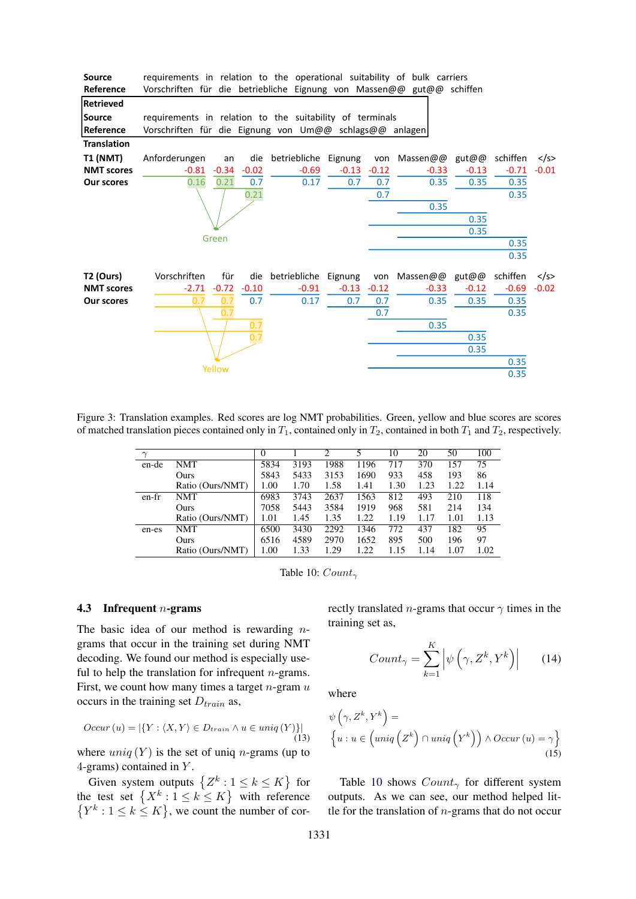| | |
|---|---|
| **Source** | requirements in relation to the operational suitability of bulk carriers |
| **Reference** | Vorschriften für die betriebliche Eignung von Massen@@ gut@@ schiffen |
| **Retrieved** | |
| **Source** | requirements in relation to the suitability of terminals |
| **Reference** | Vorschriften für die Eignung von Um@@ schlags@@ anlagen |

**Translation**

| | | | | | | | | | | |
|---|---|---|---|---|---|---|---|---|---|---|
| **T1 (NMT)** | Anforderungen | an | die | betriebliche | Eignung | von | Massen@@ | gut@@ | schiffen | </s> |
| **NMT scores** | -0.81 | -0.34 | -0.02 | -0.69 | -0.13 | -0.12 | -0.33 | -0.13 | -0.71 | -0.01 |
| **Our scores** | 0.16 | 0.21 | 0.7 | 0.17 | 0.7 | 0.7 | 0.35 | 0.35 | 0.35 | |
| | | | 0.21 | | | 0.7 | 0.35 | 0.35 | 0.35 | |
| | | | | | | | | 0.35 | 0.35 | |
| | | | | | | | | 0.35 | 0.35 | |
| | Green | | | | | | | | | |

| | | | | | | | | | | |
|---|---|---|---|---|---|---|---|---|---|---|
| **T2 (Ours)** | Vorschriften | für | die | betriebliche | Eignung | von | Massen@@ | gut@@ | schiffen | </s> |
| **NMT scores** | -2.71 | -0.72 | -0.10 | -0.91 | -0.13 | -0.12 | -0.33 | -0.12 | -0.69 | -0.02 |
| **Our scores** | 0.7 | 0.7 | 0.7 | 0.17 | 0.7 | 0.7 | 0.35 | 0.35 | 0.35 | |
| | | 0.7 | 0.7 | | | 0.7 | 0.35 | 0.35 | 0.35 | |
| | | | 0.7 | | | | | 0.35 | 0.35 | |
| | | | | | | | | | 0.35 | |
| | Yellow | | | | | | | | | |

Figure 3: Translation examples. Red scores are log NMT probabilities. Green, yellow and blue scores are scores of matched translation pieces contained only in $T_1$, contained only in $T_2$, contained in both $T_1$ and $T_2$, respectively.

| $\gamma$ | | 0 | 1 | 2 | 5 | 10 | 20 | 50 | 100 |
|---|---|---|---|---|---|---|---|---|---|
| en-de | NMT | 5834 | 3193 | 1988 | 1196 | 717 | 370 | 157 | 75 |
| | Ours | 5843 | 5433 | 3153 | 1690 | 933 | 458 | 193 | 86 |
| | Ratio (Ours/NMT) | 1.00 | 1.70 | 1.58 | 1.41 | 1.30 | 1.23 | 1.22 | 1.14 |
| en-fr | NMT | 6983 | 3743 | 2637 | 1563 | 812 | 493 | 210 | 118 |
| | Ours | 7058 | 5443 | 3584 | 1919 | 968 | 581 | 214 | 134 |
| | Ratio (Ours/NMT) | 1.01 | 1.45 | 1.35 | 1.22 | 1.19 | 1.17 | 1.01 | 1.13 |
| en-es | NMT | 6500 | 3430 | 2292 | 1346 | 772 | 437 | 182 | 95 |
| | Ours | 6516 | 4589 | 2970 | 1652 | 895 | 500 | 196 | 97 |
| | Ratio (Ours/NMT) | 1.00 | 1.33 | 1.29 | 1.22 | 1.15 | 1.14 | 1.07 | 1.02 |

Table 10: $Count_\gamma$

### 4.3 Infrequent $n$-grams

The basic idea of our method is rewarding $n$-grams that occur in the training set during NMT decoding. We found our method is especially useful to help the translation for infrequent $n$-grams. First, we count how many times a target $n$-gram $u$ occurs in the training set $D_{train}$ as,

$$Occur(u) = |\{Y : \langle X, Y\rangle \in D_{train} \wedge u \in uniq(Y)\}| \quad (13)$$

where $uniq(Y)$ is the set of uniq $n$-grams (up to 4-grams) contained in $Y$.

Given system outputs $\{Z^k : 1 \leq k \leq K\}$ for the test set $\{X^k : 1 \leq k \leq K\}$ with reference $\{Y^k : 1 \leq k \leq K\}$, we count the number of correctly translated $n$-grams that occur $\gamma$ times in the training set as,

$$Count_\gamma = \sum_{k=1}^{K} \left|\psi\left(\gamma, Z^k, Y^k\right)\right| \quad (14)$$

where

$$\psi\left(\gamma, Z^k, Y^k\right) = \left\{u : u \in \left(uniq\left(Z^k\right) \cap uniq\left(Y^k\right)\right) \wedge Occur(u) = \gamma\right\} \quad (15)$$

Table 10 shows $Count_\gamma$ for different system outputs. As we can see, our method helped little for the translation of $n$-grams that do not occur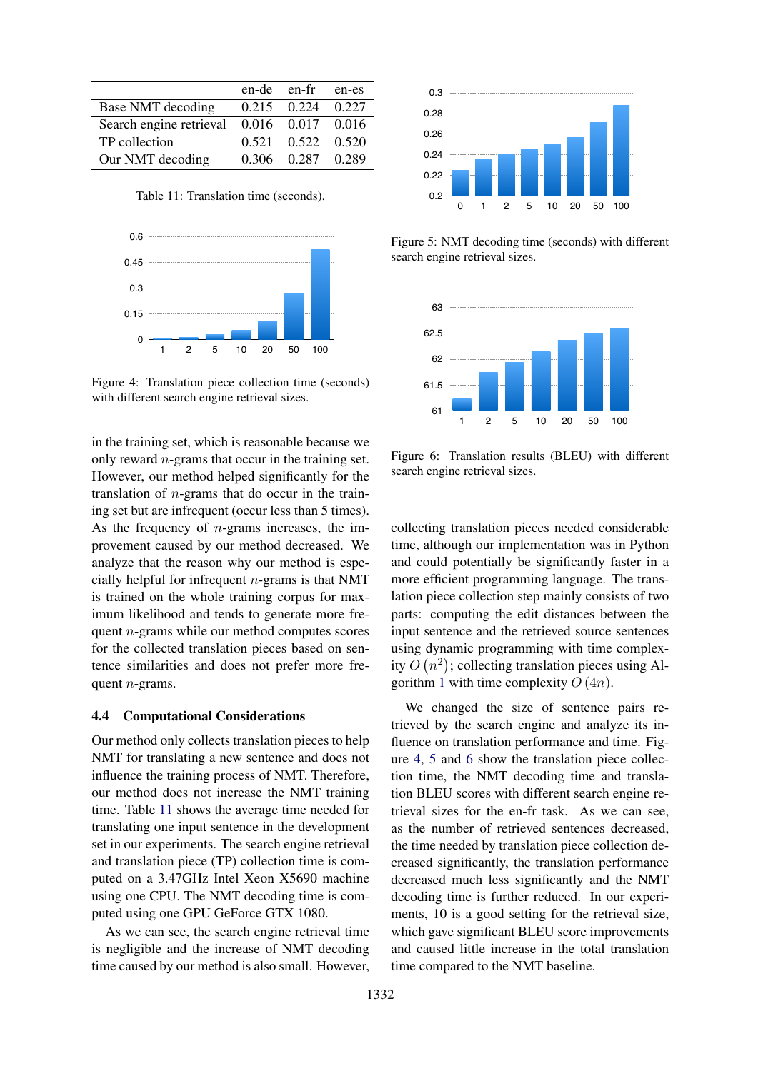|  | en-de | en-fr | en-es |
|---|---|---|---|
| Base NMT decoding | 0.215 | 0.224 | 0.227 |
| Search engine retrieval | 0.016 | 0.017 | 0.016 |
| TP collection | 0.521 | 0.522 | 0.520 |
| Our NMT decoding | 0.306 | 0.287 | 0.289 |

Table 11: Translation time (seconds).

Figure 4: Translation piece collection time (seconds) with different search engine retrieval sizes.

in the training set, which is reasonable because we only reward $n$-grams that occur in the training set. However, our method helped significantly for the translation of $n$-grams that do occur in the training set but are infrequent (occur less than 5 times). As the frequency of $n$-grams increases, the improvement caused by our method decreased. We analyze that the reason why our method is especially helpful for infrequent $n$-grams is that NMT is trained on the whole training corpus for maximum likelihood and tends to generate more frequent $n$-grams while our method computes scores for the collected translation pieces based on sentence similarities and does not prefer more frequent $n$-grams.

### 4.4 Computational Considerations

Our method only collects translation pieces to help NMT for translating a new sentence and does not influence the training process of NMT. Therefore, our method does not increase the NMT training time. Table 11 shows the average time needed for translating one input sentence in the development set in our experiments. The search engine retrieval and translation piece (TP) collection time is computed on a 3.47GHz Intel Xeon X5690 machine using one CPU. The NMT decoding time is computed using one GPU GeForce GTX 1080.

As we can see, the search engine retrieval time is negligible and the increase of NMT decoding time caused by our method is also small. However, collecting translation pieces needed considerable time, although our implementation was in Python and could potentially be significantly faster in a more efficient programming language. The translation piece collection step mainly consists of two parts: computing the edit distances between the input sentence and the retrieved source sentences using dynamic programming with time complexity $O(n^2)$; collecting translation pieces using Algorithm 1 with time complexity $O(4n)$.

We changed the size of sentence pairs retrieved by the search engine and analyze its influence on translation performance and time. Figure 4, 5 and 6 show the translation piece collection time, the NMT decoding time and translation BLEU scores with different search engine retrieval sizes for the en-fr task. As we can see, as the number of retrieved sentences decreased, the time needed by translation piece collection decreased significantly, the translation performance decreased much less significantly and the NMT decoding time is further reduced. In our experiments, 10 is a good setting for the retrieval size, which gave significant BLEU score improvements and caused little increase in the total translation time compared to the NMT baseline.

Figure 5: NMT decoding time (seconds) with different search engine retrieval sizes.

Figure 6: Translation results (BLEU) with different search engine retrieval sizes.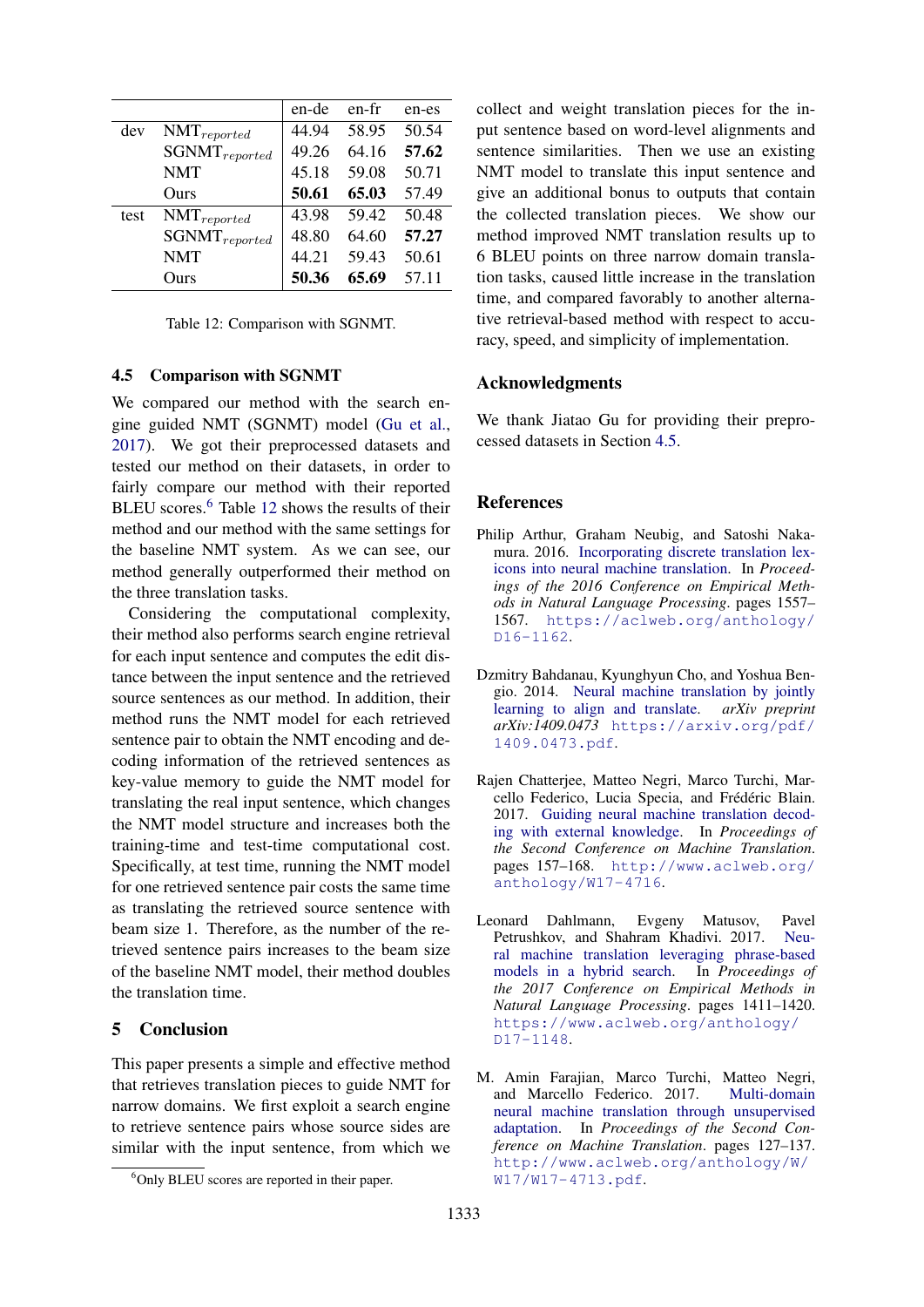| | | en-de | en-fr | en-es |
|---|---|---|---|---|
| dev | $\text{NMT}_{reported}$ | 44.94 | 58.95 | 50.54 |
| | $\text{SGNMT}_{reported}$ | 49.26 | 64.16 | **57.62** |
| | NMT | 45.18 | 59.08 | 50.71 |
| | Ours | **50.61** | **65.03** | 57.49 |
| test | $\text{NMT}_{reported}$ | 43.98 | 59.42 | 50.48 |
| | $\text{SGNMT}_{reported}$ | 48.80 | 64.60 | **57.27** |
| | NMT | 44.21 | 59.43 | 50.61 |
| | Ours | **50.36** | **65.69** | 57.11 |

Table 12: Comparison with SGNMT.

### 4.5 Comparison with SGNMT

We compared our method with the search engine guided NMT (SGNMT) model (Gu et al., 2017). We got their preprocessed datasets and tested our method on their datasets, in order to fairly compare our method with their reported BLEU scores.[6] Table 12 shows the results of their method and our method with the same settings for the baseline NMT system. As we can see, our method generally outperformed their method on the three translation tasks.

Considering the computational complexity, their method also performs search engine retrieval for each input sentence and computes the edit distance between the input sentence and the retrieved source sentences as our method. In addition, their method runs the NMT model for each retrieved sentence pair to obtain the NMT encoding and decoding information of the retrieved sentences as key-value memory to guide the NMT model for translating the real input sentence, which changes the NMT model structure and increases both the training-time and test-time computational cost. Specifically, at test time, running the NMT model for one retrieved sentence pair costs the same time as translating the retrieved source sentence with beam size 1. Therefore, as the number of the retrieved sentence pairs increases to the beam size of the baseline NMT model, their method doubles the translation time.

## 5 Conclusion

This paper presents a simple and effective method that retrieves translation pieces to guide NMT for narrow domains. We first exploit a search engine to retrieve sentence pairs whose source sides are similar with the input sentence, from which we collect and weight translation pieces for the input sentence based on word-level alignments and sentence similarities. Then we use an existing NMT model to translate this input sentence and give an additional bonus to outputs that contain the collected translation pieces. We show our method improved NMT translation results up to 6 BLEU points on three narrow domain translation tasks, caused little increase in the translation time, and compared favorably to another alternative retrieval-based method with respect to accuracy, speed, and simplicity of implementation.

[6] Only BLEU scores are reported in their paper.

## Acknowledgments

We thank Jiatao Gu for providing their preprocessed datasets in Section 4.5.

## References

Philip Arthur, Graham Neubig, and Satoshi Nakamura. 2016. Incorporating discrete translation lexicons into neural machine translation. In *Proceedings of the 2016 Conference on Empirical Methods in Natural Language Processing*. pages 1557–1567. https://aclweb.org/anthology/D16-1162.

Dzmitry Bahdanau, Kyunghyun Cho, and Yoshua Bengio. 2014. Neural machine translation by jointly learning to align and translate. *arXiv preprint arXiv:1409.0473* https://arxiv.org/pdf/1409.0473.pdf.

Rajen Chatterjee, Matteo Negri, Marco Turchi, Marcello Federico, Lucia Specia, and Frédéric Blain. 2017. Guiding neural machine translation decoding with external knowledge. In *Proceedings of the Second Conference on Machine Translation*. pages 157–168. http://www.aclweb.org/anthology/W17-4716.

Leonard Dahlmann, Evgeny Matusov, Pavel Petrushkov, and Shahram Khadivi. 2017. Neural machine translation leveraging phrase-based models in a hybrid search. In *Proceedings of the 2017 Conference on Empirical Methods in Natural Language Processing*. pages 1411–1420. https://www.aclweb.org/anthology/D17-1148.

M. Amin Farajian, Marco Turchi, Matteo Negri, and Marcello Federico. 2017. Multi-domain neural machine translation through unsupervised adaptation. In *Proceedings of the Second Conference on Machine Translation*. pages 127–137. http://www.aclweb.org/anthology/W/W17/W17-4713.pdf.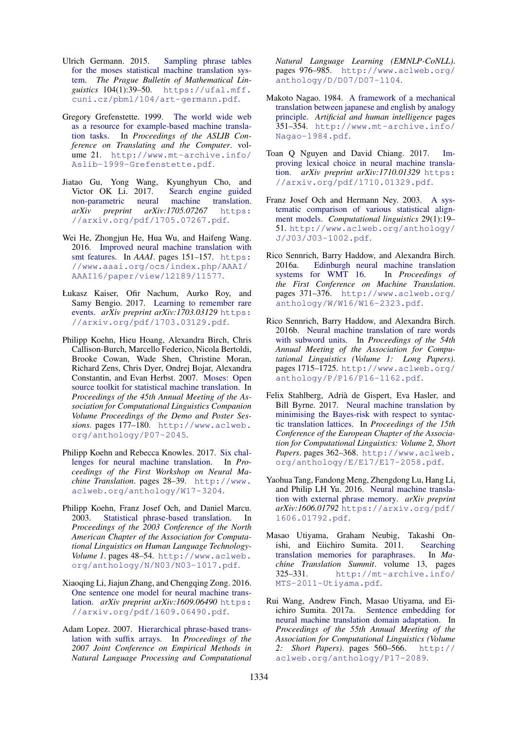Ulrich Germann. 2015. Sampling phrase tables for the moses statistical machine translation system. *The Prague Bulletin of Mathematical Linguistics* 104(1):39–50. https://ufal.mff.cuni.cz/pbml/104/art-germann.pdf.

Gregory Grefenstette. 1999. The world wide web as a resource for example-based machine translation tasks. In *Proceedings of the ASLIB Conference on Translating and the Computer*. volume 21. http://www.mt-archive.info/Aslib-1999-Grefenstette.pdf.

Jiatao Gu, Yong Wang, Kyunghyun Cho, and Victor OK Li. 2017. Search engine guided non-parametric neural machine translation. *arXiv preprint arXiv:1705.07267* https://arxiv.org/pdf/1705.07267.pdf.

Wei He, Zhongjun He, Hua Wu, and Haifeng Wang. 2016. Improved neural machine translation with smt features. In *AAAI*. pages 151–157. https://www.aaai.org/ocs/index.php/AAAI/AAAI16/paper/view/12189/11577.

Łukasz Kaiser, Ofir Nachum, Aurko Roy, and Samy Bengio. 2017. Learning to remember rare events. *arXiv preprint arXiv:1703.03129* https://arxiv.org/pdf/1703.03129.pdf.

Philipp Koehn, Hieu Hoang, Alexandra Birch, Chris Callison-Burch, Marcello Federico, Nicola Bertoldi, Brooke Cowan, Wade Shen, Christine Moran, Richard Zens, Chris Dyer, Ondrej Bojar, Alexandra Constantin, and Evan Herbst. 2007. Moses: Open source toolkit for statistical machine translation. In *Proceedings of the 45th Annual Meeting of the Association for Computational Linguistics Companion Volume Proceedings of the Demo and Poster Sessions*. pages 177–180. http://www.aclweb.org/anthology/P07-2045.

Philipp Koehn and Rebecca Knowles. 2017. Six challenges for neural machine translation. In *Proceedings of the First Workshop on Neural Machine Translation*. pages 28–39. http://www.aclweb.org/anthology/W17-3204.

Philipp Koehn, Franz Josef Och, and Daniel Marcu. 2003. Statistical phrase-based translation. In *Proceedings of the 2003 Conference of the North American Chapter of the Association for Computational Linguistics on Human Language Technology-Volume 1*. pages 48–54. http://www.aclweb.org/anthology/N/N03/N03-1017.pdf.

Xiaoqing Li, Jiajun Zhang, and Chengqing Zong. 2016. One sentence one model for neural machine translation. *arXiv preprint arXiv:1609.06490* https://arxiv.org/pdf/1609.06490.pdf.

Adam Lopez. 2007. Hierarchical phrase-based translation with suffix arrays. In *Proceedings of the 2007 Joint Conference on Empirical Methods in Natural Language Processing and Computational Natural Language Learning (EMNLP-CoNLL)*. pages 976–985. http://www.aclweb.org/anthology/D/D07/D07-1104.

Makoto Nagao. 1984. A framework of a mechanical translation between japanese and english by analogy principle. *Artificial and human intelligence* pages 351–354. http://www.mt-archive.info/Nagao-1984.pdf.

Toan Q Nguyen and David Chiang. 2017. Improving lexical choice in neural machine translation. *arXiv preprint arXiv:1710.01329* https://arxiv.org/pdf/1710.01329.pdf.

Franz Josef Och and Hermann Ney. 2003. A systematic comparison of various statistical alignment models. *Computational linguistics* 29(1):19–51. http://www.aclweb.org/anthology/J/J03/J03-1002.pdf.

Rico Sennrich, Barry Haddow, and Alexandra Birch. 2016a. Edinburgh neural machine translation systems for WMT 16. In *Proceedings of the First Conference on Machine Translation*. pages 371–376. http://www.aclweb.org/anthology/W/W16/W16-2323.pdf.

Rico Sennrich, Barry Haddow, and Alexandra Birch. 2016b. Neural machine translation of rare words with subword units. In *Proceedings of the 54th Annual Meeting of the Association for Computational Linguistics (Volume 1: Long Papers)*. pages 1715–1725. http://www.aclweb.org/anthology/P/P16/P16-1162.pdf.

Felix Stahlberg, Adrià de Gispert, Eva Hasler, and Bill Byrne. 2017. Neural machine translation by minimising the Bayes-risk with respect to syntactic translation lattices. In *Proceedings of the 15th Conference of the European Chapter of the Association for Computational Linguistics: Volume 2, Short Papers*. pages 362–368. http://www.aclweb.org/anthology/E/E17/E17-2058.pdf.

Yaohua Tang, Fandong Meng, Zhengdong Lu, Hang Li, and Philip LH Yu. 2016. Neural machine translation with external phrase memory. *arXiv preprint arXiv:1606.01792* https://arxiv.org/pdf/1606.01792.pdf.

Masao Utiyama, Graham Neubig, Takashi Onishi, and Eiichiro Sumita. 2011. Searching translation memories for paraphrases. In *Machine Translation Summit*. volume 13, pages 325–331. http://mt-archive.info/MTS-2011-Utiyama.pdf.

Rui Wang, Andrew Finch, Masao Utiyama, and Eiichiro Sumita. 2017a. Sentence embedding for neural machine translation domain adaptation. In *Proceedings of the 55th Annual Meeting of the Association for Computational Linguistics (Volume 2: Short Papers)*. pages 560–566. http://aclweb.org/anthology/P17-2089.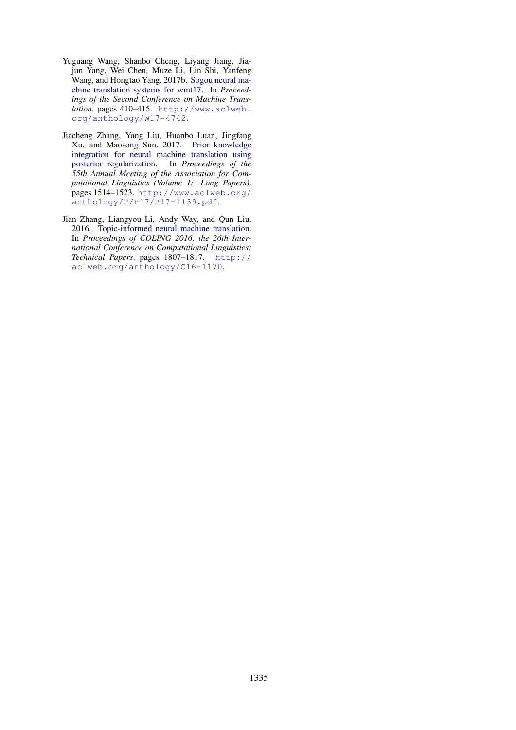Yuguang Wang, Shanbo Cheng, Liyang Jiang, Jiajun Yang, Wei Chen, Muze Li, Lin Shi, Yanfeng Wang, and Hongtao Yang. 2017b. Sogou neural machine translation systems for wmt17. In *Proceedings of the Second Conference on Machine Translation*. pages 410–415. http://www.aclweb.org/anthology/W17-4742.

Jiacheng Zhang, Yang Liu, Huanbo Luan, Jingfang Xu, and Maosong Sun. 2017. Prior knowledge integration for neural machine translation using posterior regularization. In *Proceedings of the 55th Annual Meeting of the Association for Computational Linguistics (Volume 1: Long Papers)*. pages 1514–1523. http://www.aclweb.org/anthology/P/P17/P17-1139.pdf.

Jian Zhang, Liangyou Li, Andy Way, and Qun Liu. 2016. Topic-informed neural machine translation. In *Proceedings of COLING 2016, the 26th International Conference on Computational Linguistics: Technical Papers*. pages 1807–1817. http://aclweb.org/anthology/C16-1170.